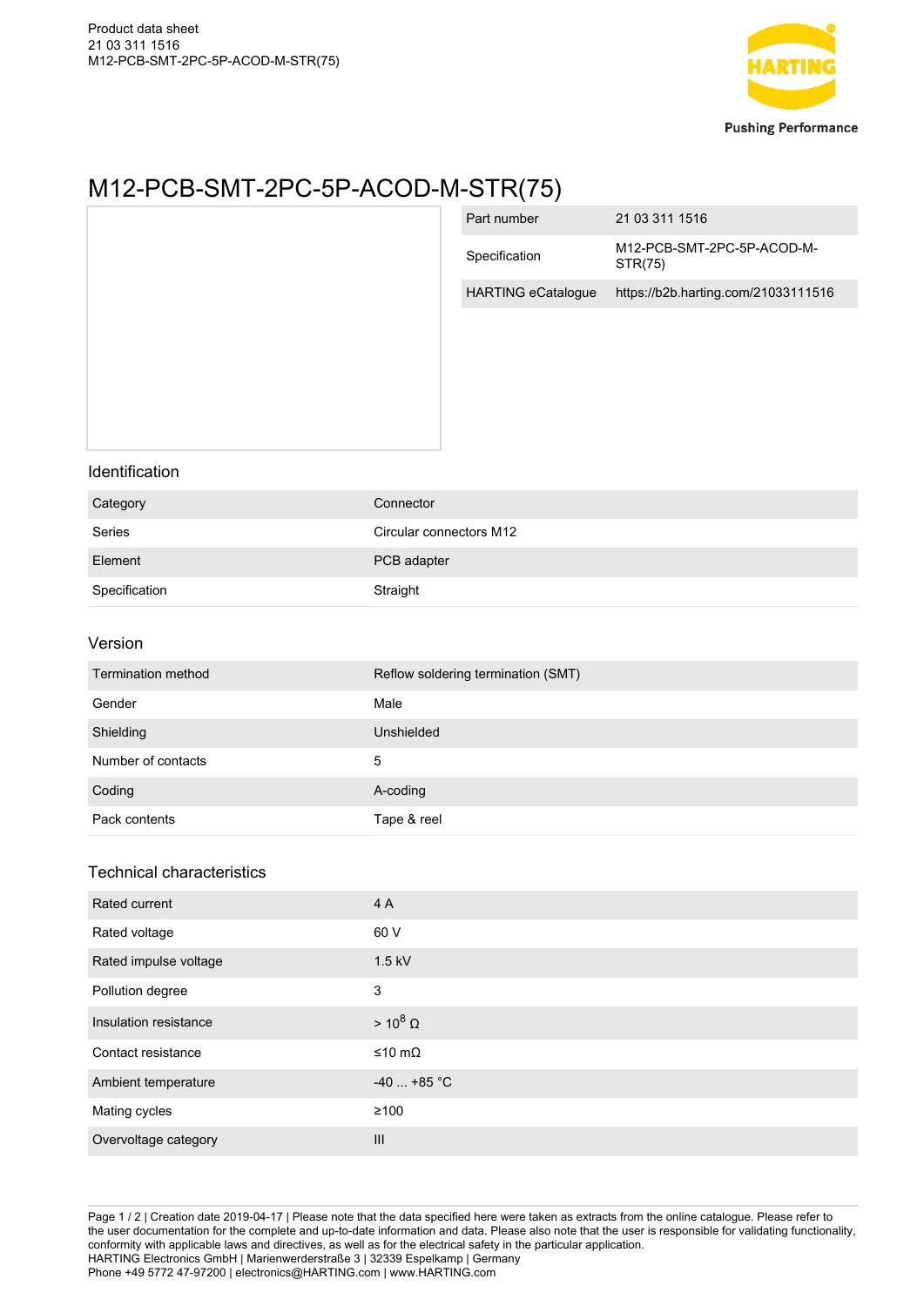# M12-PCB-SMT-2PC-5P-ACOD-M-STR(75)

| | |
|---|---|
| Part number | 21 03 311 1516 |
| Specification | M12-PCB-SMT-2PC-5P-ACOD-M-STR(75) |
| HARTING eCatalogue | https://b2b.harting.com/21033111516 |

## Identification

| | |
|---|---|
| Category | Connector |
| Series | Circular connectors M12 |
| Element | PCB adapter |
| Specification | Straight |

## Version

| | |
|---|---|
| Termination method | Reflow soldering termination (SMT) |
| Gender | Male |
| Shielding | Unshielded |
| Number of contacts | 5 |
| Coding | A-coding |
| Pack contents | Tape & reel |

## Technical characteristics

| | |
|---|---|
| Rated current | 4 A |
| Rated voltage | 60 V |
| Rated impulse voltage | 1.5 kV |
| Pollution degree | 3 |
| Insulation resistance | > $10^8$ Ω |
| Contact resistance | ≤10 mΩ |
| Ambient temperature | -40 ... +85 °C |
| Mating cycles | ≥100 |
| Overvoltage category | III |

Creation date 2019-04-17 | Please note that the data specified here were taken as extracts from the online catalogue. Please refer to the user documentation for the complete and up-to-date information and data. Please also note that the user is responsible for validating functionality, conformity with applicable laws and directives, as well as for the electrical safety in the particular application.
HARTING Electronics GmbH | Marienwerderstraße 3 | 32339 Espelkamp | Germany
Phone +49 5772 47-97200 | electronics@HARTING.com | www.HARTING.com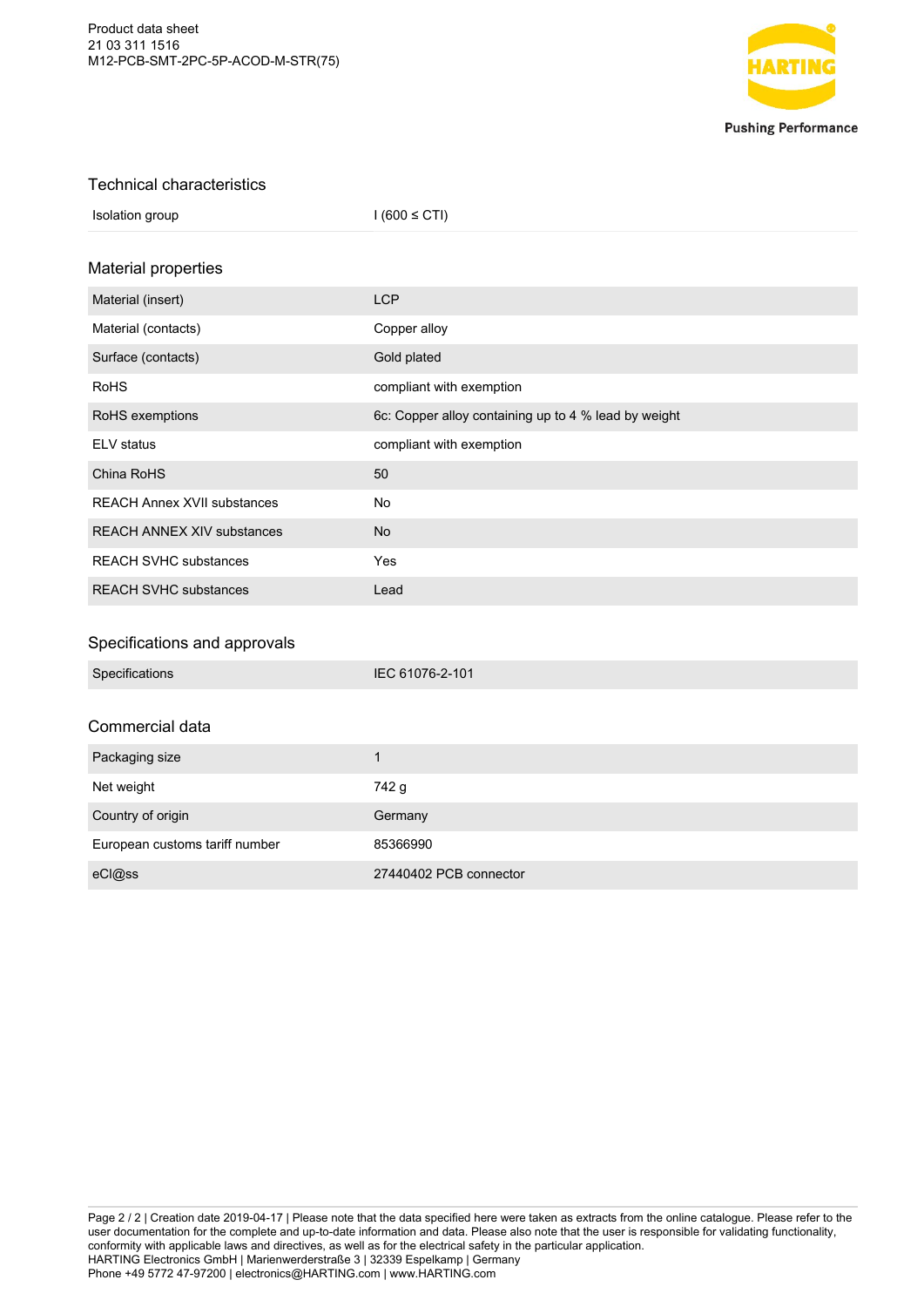## Technical characteristics

| | |
|---|---|
| Isolation group | I (600 ≤ CTI) |

## Material properties

| | |
|---|---|
| Material (insert) | LCP |
| Material (contacts) | Copper alloy |
| Surface (contacts) | Gold plated |
| RoHS | compliant with exemption |
| RoHS exemptions | 6c: Copper alloy containing up to 4 % lead by weight |
| ELV status | compliant with exemption |
| China RoHS | 50 |
| REACH Annex XVII substances | No |
| REACH ANNEX XIV substances | No |
| REACH SVHC substances | Yes |
| REACH SVHC substances | Lead |

## Specifications and approvals

| | |
|---|---|
| Specifications | IEC 61076-2-101 |

## Commercial data

| | |
|---|---|
| Packaging size | 1 |
| Net weight | 742 g |
| Country of origin | Germany |
| European customs tariff number | 85366990 |
| eCl@ss | 27440402 PCB connector |

Creation date 2019-04-17 | Please note that the data specified here were taken as extracts from the online catalogue. Please refer to the user documentation for the complete and up-to-date information and data. Please also note that the user is responsible for validating functionality, conformity with applicable laws and directives, as well as for the electrical safety in the particular application.
HARTING Electronics GmbH | Marienwerderstraße 3 | 32339 Espelkamp | Germany
Phone +49 5772 47-97200 | electronics@HARTING.com | www.HARTING.com